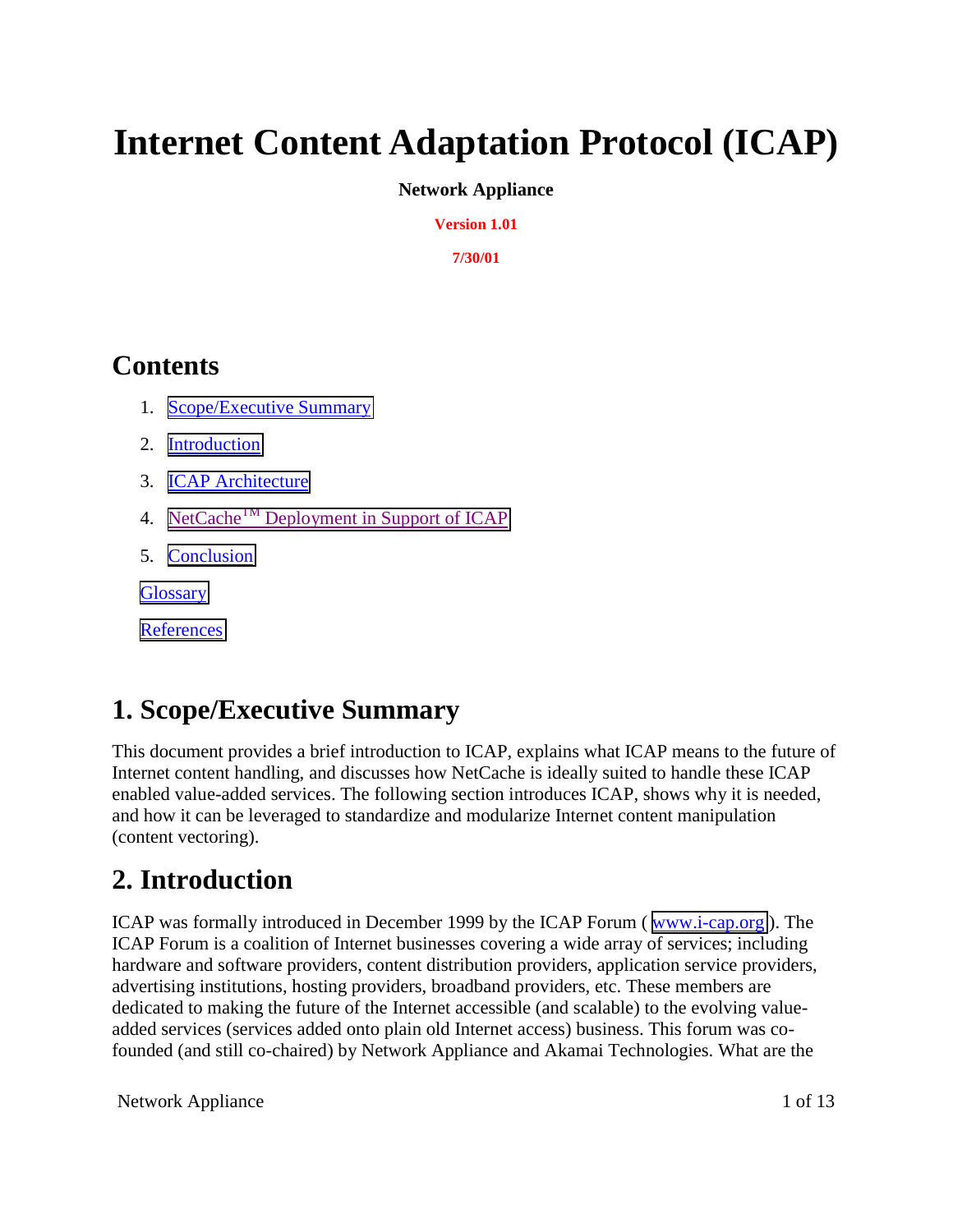# Internet Content Adaptation Protocol (ICAP)

**Network Appliance**

**Version 1.01**

**7/30/01**

## Contents

1. Scope/Executive Summary
2. Introduction
3. ICAP Architecture
4. NetCache™ Deployment in Support of ICAP
5. Conclusion

Glossary

References

## 1. Scope/Executive Summary

This document provides a brief introduction to ICAP, explains what ICAP means to the future of Internet content handling, and discusses how NetCache is ideally suited to handle these ICAP enabled value-added services. The following section introduces ICAP, shows why it is needed, and how it can be leveraged to standardize and modularize Internet content manipulation (content vectoring).

## 2. Introduction

ICAP was formally introduced in December 1999 by the ICAP Forum ( www.i-cap.org ). The ICAP Forum is a coalition of Internet businesses covering a wide array of services; including hardware and software providers, content distribution providers, application service providers, advertising institutions, hosting providers, broadband providers, etc. These members are dedicated to making the future of the Internet accessible (and scalable) to the evolving value-added services (services added onto plain old Internet access) business. This forum was co-founded (and still co-chaired) by Network Appliance and Akamai Technologies. What are the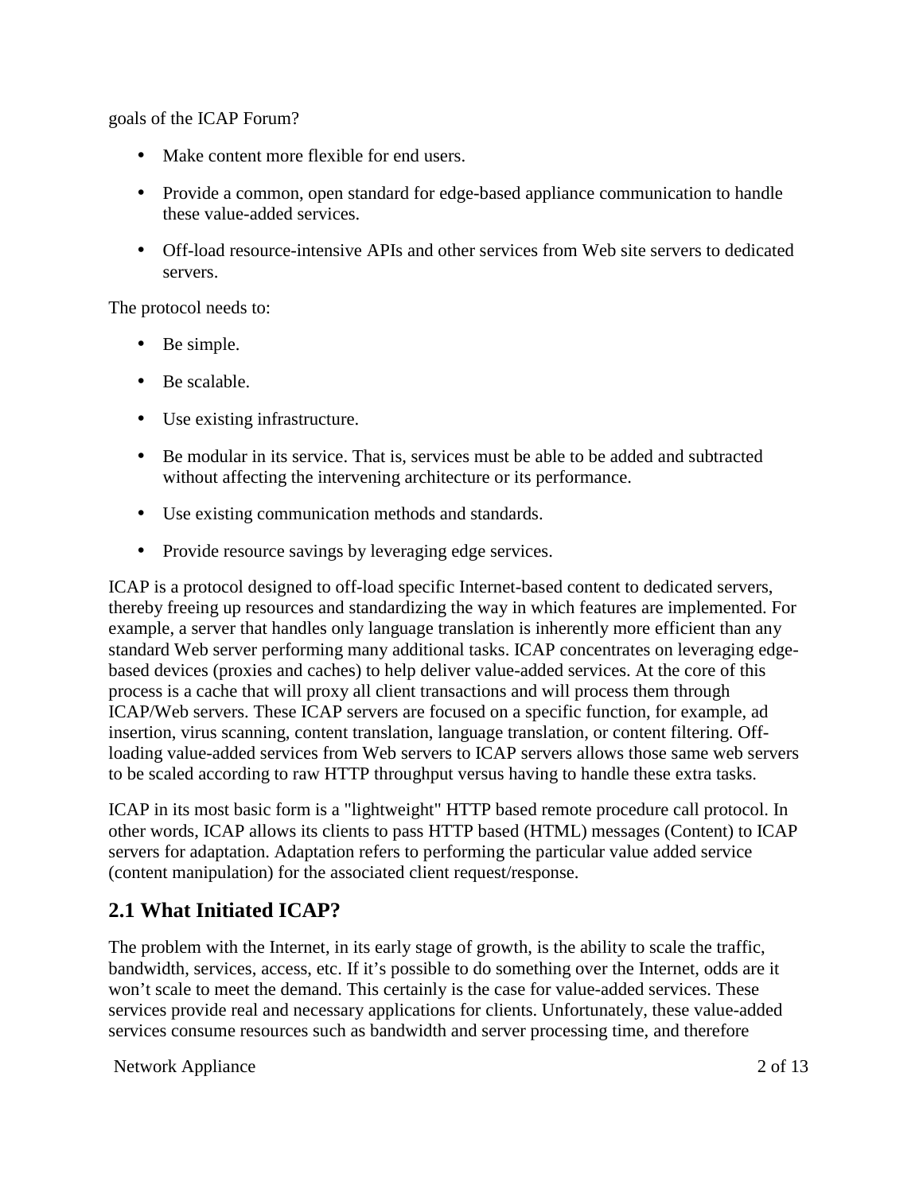goals of the ICAP Forum?

- Make content more flexible for end users.
- Provide a common, open standard for edge-based appliance communication to handle these value-added services.
- Off-load resource-intensive APIs and other services from Web site servers to dedicated servers.

The protocol needs to:

- Be simple.
- Be scalable.
- Use existing infrastructure.
- Be modular in its service. That is, services must be able to be added and subtracted without affecting the intervening architecture or its performance.
- Use existing communication methods and standards.
- Provide resource savings by leveraging edge services.

ICAP is a protocol designed to off-load specific Internet-based content to dedicated servers, thereby freeing up resources and standardizing the way in which features are implemented. For example, a server that handles only language translation is inherently more efficient than any standard Web server performing many additional tasks. ICAP concentrates on leveraging edge-based devices (proxies and caches) to help deliver value-added services. At the core of this process is a cache that will proxy all client transactions and will process them through ICAP/Web servers. These ICAP servers are focused on a specific function, for example, ad insertion, virus scanning, content translation, language translation, or content filtering. Off-loading value-added services from Web servers to ICAP servers allows those same web servers to be scaled according to raw HTTP throughput versus having to handle these extra tasks.

ICAP in its most basic form is a "lightweight" HTTP based remote procedure call protocol. In other words, ICAP allows its clients to pass HTTP based (HTML) messages (Content) to ICAP servers for adaptation. Adaptation refers to performing the particular value added service (content manipulation) for the associated client request/response.

## 2.1 What Initiated ICAP?

The problem with the Internet, in its early stage of growth, is the ability to scale the traffic, bandwidth, services, access, etc. If it's possible to do something over the Internet, odds are it won't scale to meet the demand. This certainly is the case for value-added services. These services provide real and necessary applications for clients. Unfortunately, these value-added services consume resources such as bandwidth and server processing time, and therefore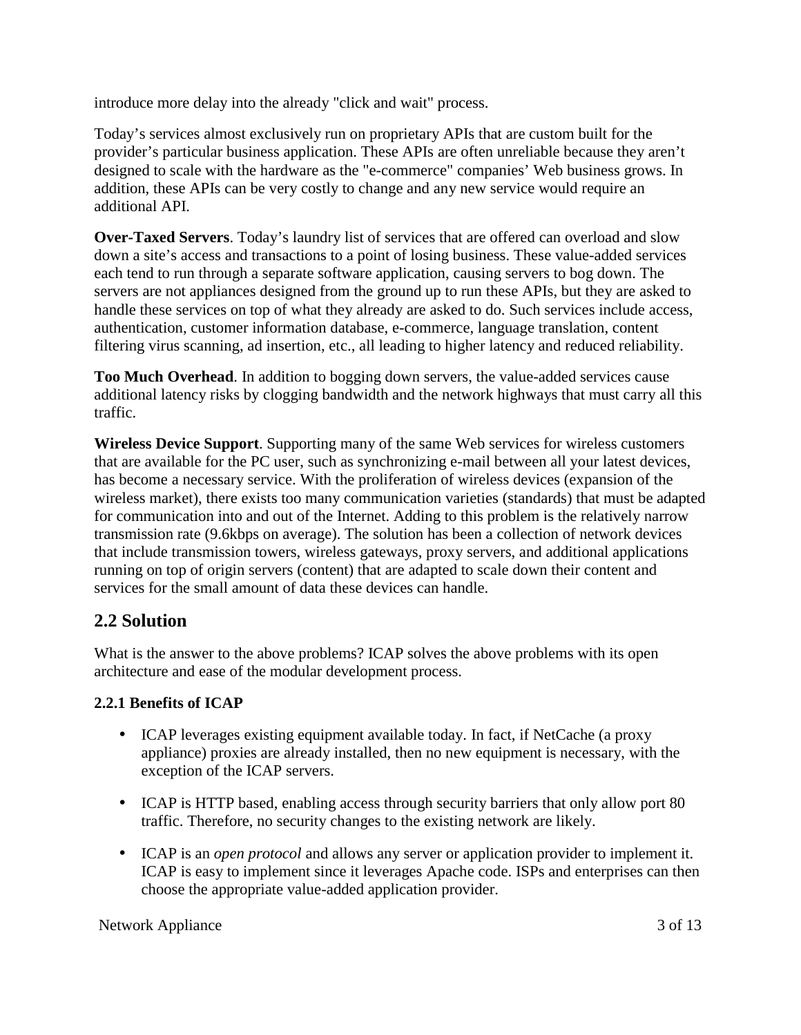introduce more delay into the already "click and wait" process.

Today's services almost exclusively run on proprietary APIs that are custom built for the provider's particular business application. These APIs are often unreliable because they aren't designed to scale with the hardware as the "e-commerce" companies' Web business grows. In addition, these APIs can be very costly to change and any new service would require an additional API.

**Over-Taxed Servers**. Today's laundry list of services that are offered can overload and slow down a site's access and transactions to a point of losing business. These value-added services each tend to run through a separate software application, causing servers to bog down. The servers are not appliances designed from the ground up to run these APIs, but they are asked to handle these services on top of what they already are asked to do. Such services include access, authentication, customer information database, e-commerce, language translation, content filtering virus scanning, ad insertion, etc., all leading to higher latency and reduced reliability.

**Too Much Overhead**. In addition to bogging down servers, the value-added services cause additional latency risks by clogging bandwidth and the network highways that must carry all this traffic.

**Wireless Device Support**. Supporting many of the same Web services for wireless customers that are available for the PC user, such as synchronizing e-mail between all your latest devices, has become a necessary service. With the proliferation of wireless devices (expansion of the wireless market), there exists too many communication varieties (standards) that must be adapted for communication into and out of the Internet. Adding to this problem is the relatively narrow transmission rate (9.6kbps on average). The solution has been a collection of network devices that include transmission towers, wireless gateways, proxy servers, and additional applications running on top of origin servers (content) that are adapted to scale down their content and services for the small amount of data these devices can handle.

## 2.2 Solution

What is the answer to the above problems? ICAP solves the above problems with its open architecture and ease of the modular development process.

### 2.2.1 Benefits of ICAP

- ICAP leverages existing equipment available today. In fact, if NetCache (a proxy appliance) proxies are already installed, then no new equipment is necessary, with the exception of the ICAP servers.
- ICAP is HTTP based, enabling access through security barriers that only allow port 80 traffic. Therefore, no security changes to the existing network are likely.
- ICAP is an *open protocol* and allows any server or application provider to implement it. ICAP is easy to implement since it leverages Apache code. ISPs and enterprises can then choose the appropriate value-added application provider.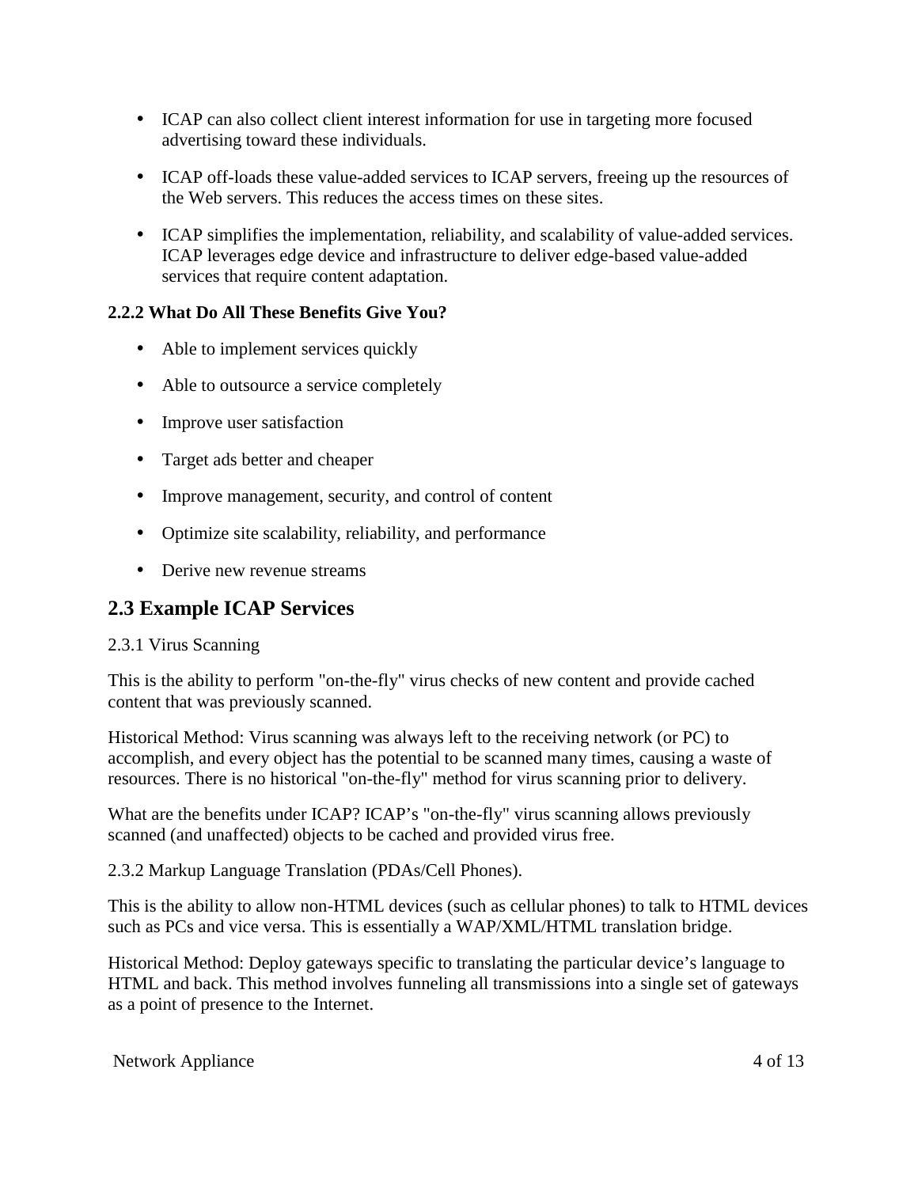- ICAP can also collect client interest information for use in targeting more focused advertising toward these individuals.
- ICAP off-loads these value-added services to ICAP servers, freeing up the resources of the Web servers. This reduces the access times on these sites.
- ICAP simplifies the implementation, reliability, and scalability of value-added services. ICAP leverages edge device and infrastructure to deliver edge-based value-added services that require content adaptation.

#### 2.2.2 What Do All These Benefits Give You?

- Able to implement services quickly
- Able to outsource a service completely
- Improve user satisfaction
- Target ads better and cheaper
- Improve management, security, and control of content
- Optimize site scalability, reliability, and performance
- Derive new revenue streams

## 2.3 Example ICAP Services

2.3.1 Virus Scanning

This is the ability to perform "on-the-fly" virus checks of new content and provide cached content that was previously scanned.

Historical Method: Virus scanning was always left to the receiving network (or PC) to accomplish, and every object has the potential to be scanned many times, causing a waste of resources. There is no historical "on-the-fly" method for virus scanning prior to delivery.

What are the benefits under ICAP? ICAP's "on-the-fly" virus scanning allows previously scanned (and unaffected) objects to be cached and provided virus free.

2.3.2 Markup Language Translation (PDAs/Cell Phones).

This is the ability to allow non-HTML devices (such as cellular phones) to talk to HTML devices such as PCs and vice versa. This is essentially a WAP/XML/HTML translation bridge.

Historical Method: Deploy gateways specific to translating the particular device's language to HTML and back. This method involves funneling all transmissions into a single set of gateways as a point of presence to the Internet.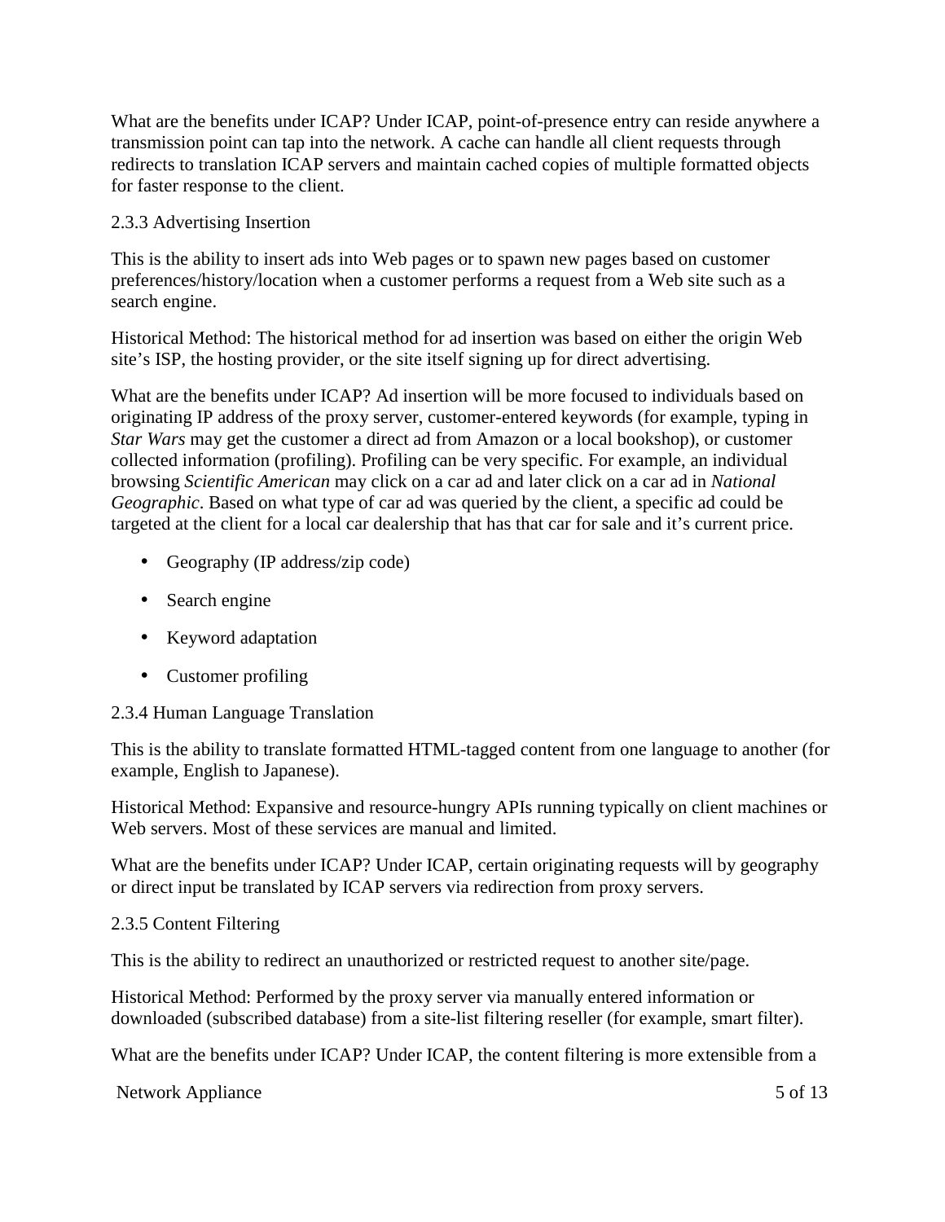What are the benefits under ICAP? Under ICAP, point-of-presence entry can reside anywhere a transmission point can tap into the network. A cache can handle all client requests through redirects to translation ICAP servers and maintain cached copies of multiple formatted objects for faster response to the client.

### 2.3.3 Advertising Insertion

This is the ability to insert ads into Web pages or to spawn new pages based on customer preferences/history/location when a customer performs a request from a Web site such as a search engine.

Historical Method: The historical method for ad insertion was based on either the origin Web site's ISP, the hosting provider, or the site itself signing up for direct advertising.

What are the benefits under ICAP? Ad insertion will be more focused to individuals based on originating IP address of the proxy server, customer-entered keywords (for example, typing in *Star Wars* may get the customer a direct ad from Amazon or a local bookshop), or customer collected information (profiling). Profiling can be very specific. For example, an individual browsing *Scientific American* may click on a car ad and later click on a car ad in *National Geographic*. Based on what type of car ad was queried by the client, a specific ad could be targeted at the client for a local car dealership that has that car for sale and it's current price.

- Geography (IP address/zip code)
- Search engine
- Keyword adaptation
- Customer profiling

### 2.3.4 Human Language Translation

This is the ability to translate formatted HTML-tagged content from one language to another (for example, English to Japanese).

Historical Method: Expansive and resource-hungry APIs running typically on client machines or Web servers. Most of these services are manual and limited.

What are the benefits under ICAP? Under ICAP, certain originating requests will by geography or direct input be translated by ICAP servers via redirection from proxy servers.

### 2.3.5 Content Filtering

This is the ability to redirect an unauthorized or restricted request to another site/page.

Historical Method: Performed by the proxy server via manually entered information or downloaded (subscribed database) from a site-list filtering reseller (for example, smart filter).

What are the benefits under ICAP? Under ICAP, the content filtering is more extensible from a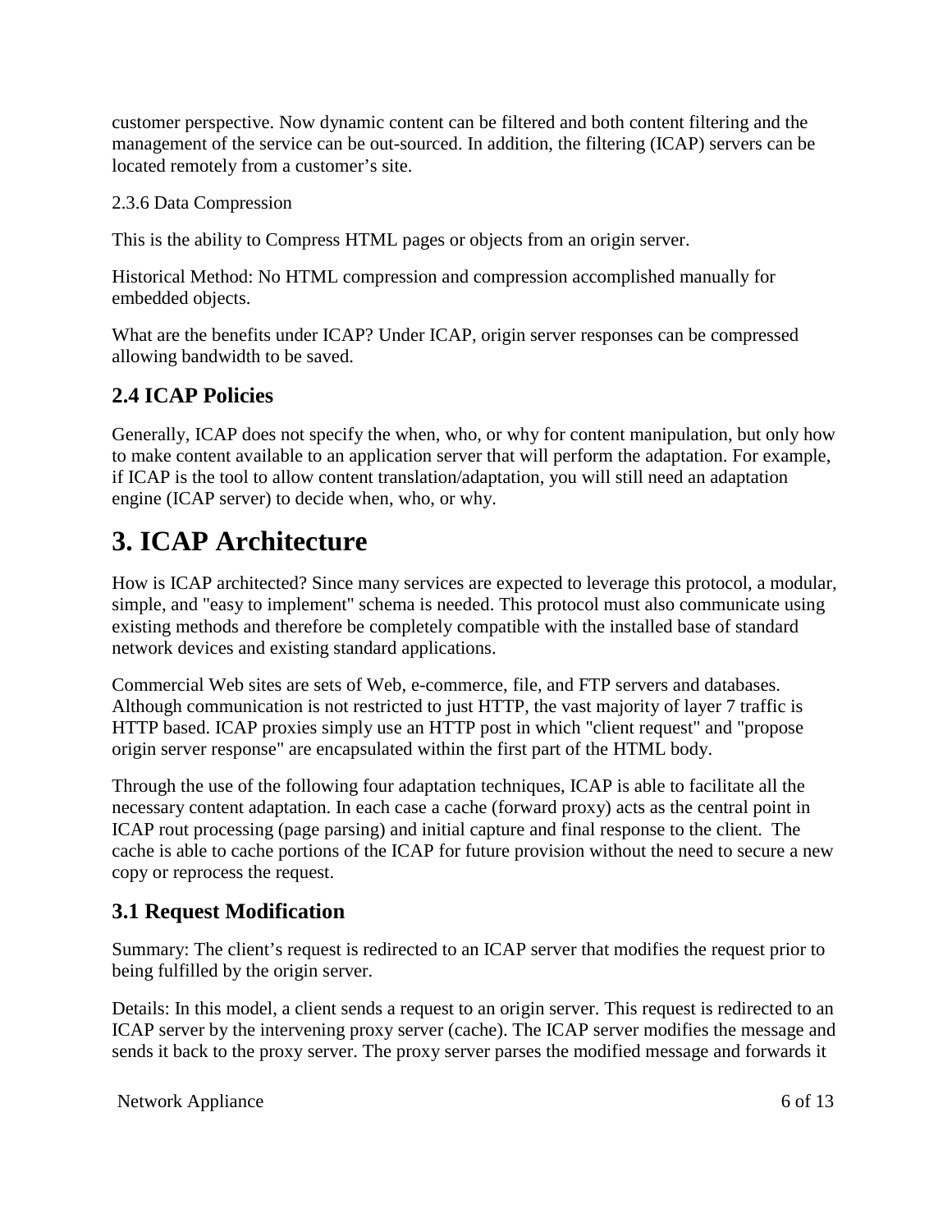customer perspective. Now dynamic content can be filtered and both content filtering and the management of the service can be out-sourced. In addition, the filtering (ICAP) servers can be located remotely from a customer's site.

2.3.6 Data Compression

This is the ability to Compress HTML pages or objects from an origin server.

Historical Method: No HTML compression and compression accomplished manually for embedded objects.

What are the benefits under ICAP? Under ICAP, origin server responses can be compressed allowing bandwidth to be saved.

## 2.4 ICAP Policies

Generally, ICAP does not specify the when, who, or why for content manipulation, but only how to make content available to an application server that will perform the adaptation. For example, if ICAP is the tool to allow content translation/adaptation, you will still need an adaptation engine (ICAP server) to decide when, who, or why.

# 3. ICAP Architecture

How is ICAP architected? Since many services are expected to leverage this protocol, a modular, simple, and "easy to implement" schema is needed. This protocol must also communicate using existing methods and therefore be completely compatible with the installed base of standard network devices and existing standard applications.

Commercial Web sites are sets of Web, e-commerce, file, and FTP servers and databases. Although communication is not restricted to just HTTP, the vast majority of layer 7 traffic is HTTP based. ICAP proxies simply use an HTTP post in which "client request" and "propose origin server response" are encapsulated within the first part of the HTML body.

Through the use of the following four adaptation techniques, ICAP is able to facilitate all the necessary content adaptation. In each case a cache (forward proxy) acts as the central point in ICAP rout processing (page parsing) and initial capture and final response to the client. The cache is able to cache portions of the ICAP for future provision without the need to secure a new copy or reprocess the request.

## 3.1 Request Modification

Summary: The client's request is redirected to an ICAP server that modifies the request prior to being fulfilled by the origin server.

Details: In this model, a client sends a request to an origin server. This request is redirected to an ICAP server by the intervening proxy server (cache). The ICAP server modifies the message and sends it back to the proxy server. The proxy server parses the modified message and forwards it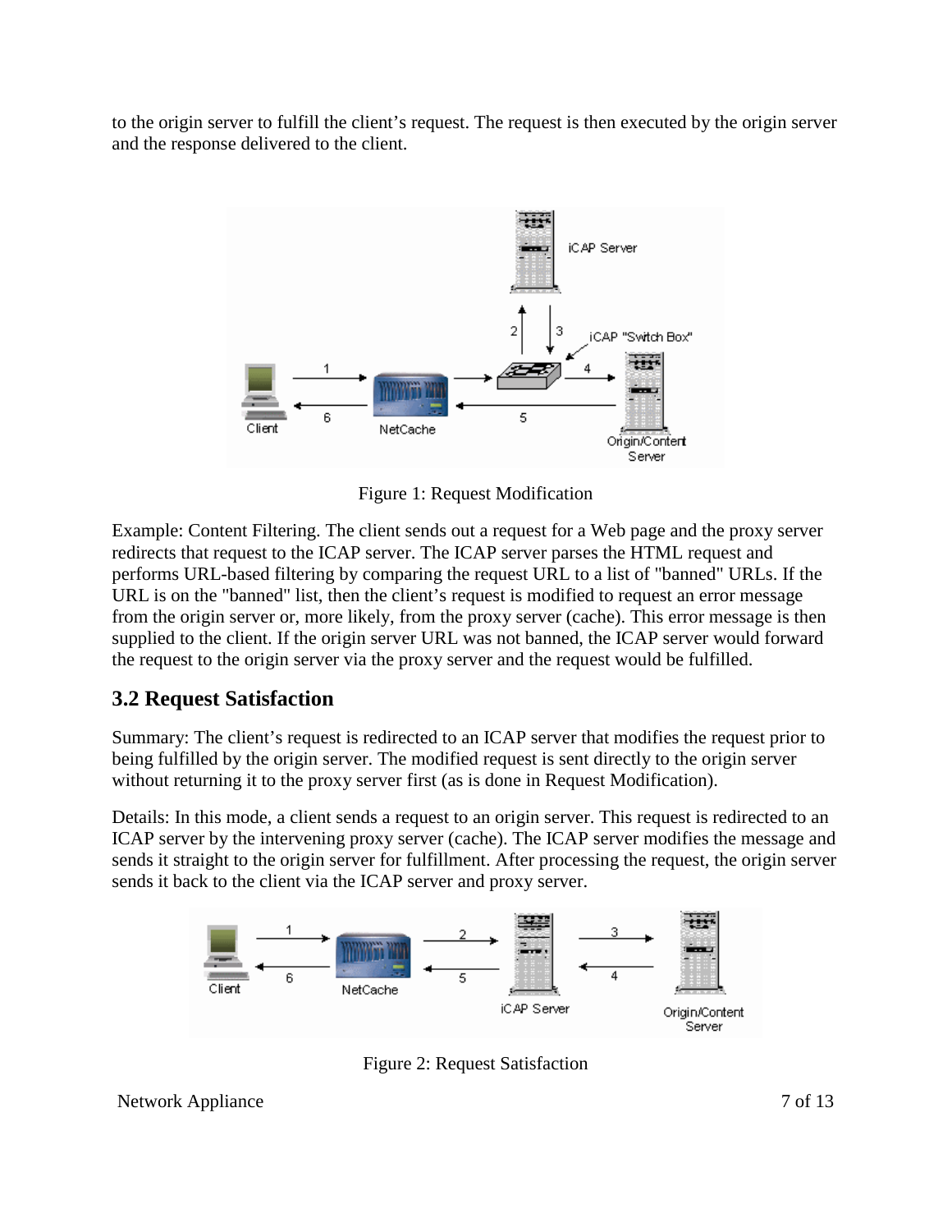to the origin server to fulfill the client's request. The request is then executed by the origin server and the response delivered to the client.

Figure 1: Request Modification

Example: Content Filtering. The client sends out a request for a Web page and the proxy server redirects that request to the ICAP server. The ICAP server parses the HTML request and performs URL-based filtering by comparing the request URL to a list of "banned" URLs. If the URL is on the "banned" list, then the client's request is modified to request an error message from the origin server or, more likely, from the proxy server (cache). This error message is then supplied to the client. If the origin server URL was not banned, the ICAP server would forward the request to the origin server via the proxy server and the request would be fulfilled.

## 3.2 Request Satisfaction

Summary: The client's request is redirected to an ICAP server that modifies the request prior to being fulfilled by the origin server. The modified request is sent directly to the origin server without returning it to the proxy server first (as is done in Request Modification).

Details: In this mode, a client sends a request to an origin server. This request is redirected to an ICAP server by the intervening proxy server (cache). The ICAP server modifies the message and sends it straight to the origin server for fulfillment. After processing the request, the origin server sends it back to the client via the ICAP server and proxy server.

Figure 2: Request Satisfaction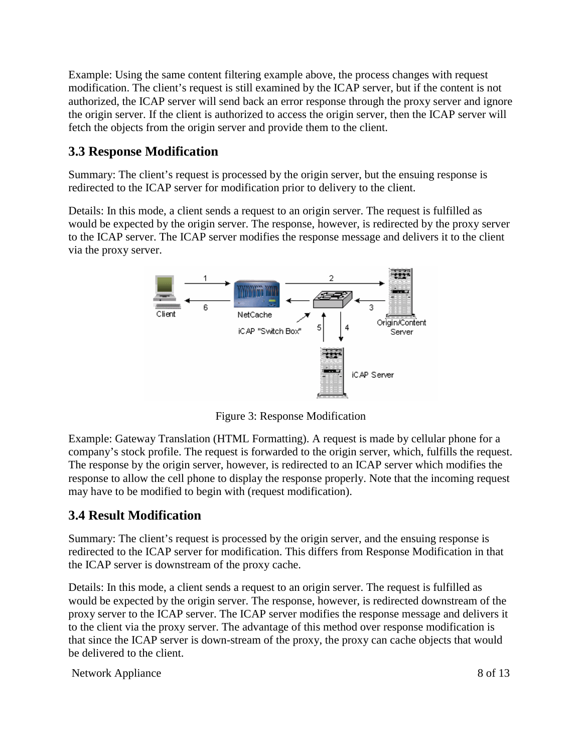Example: Using the same content filtering example above, the process changes with request modification. The client's request is still examined by the ICAP server, but if the content is not authorized, the ICAP server will send back an error response through the proxy server and ignore the origin server. If the client is authorized to access the origin server, then the ICAP server will fetch the objects from the origin server and provide them to the client.

## 3.3 Response Modification

Summary: The client's request is processed by the origin server, but the ensuing response is redirected to the ICAP server for modification prior to delivery to the client.

Details: In this mode, a client sends a request to an origin server. The request is fulfilled as would be expected by the origin server. The response, however, is redirected by the proxy server to the ICAP server. The ICAP server modifies the response message and delivers it to the client via the proxy server.

Figure 3: Response Modification

Example: Gateway Translation (HTML Formatting). A request is made by cellular phone for a company's stock profile. The request is forwarded to the origin server, which, fulfills the request. The response by the origin server, however, is redirected to an ICAP server which modifies the response to allow the cell phone to display the response properly. Note that the incoming request may have to be modified to begin with (request modification).

## 3.4 Result Modification

Summary: The client's request is processed by the origin server, and the ensuing response is redirected to the ICAP server for modification. This differs from Response Modification in that the ICAP server is downstream of the proxy cache.

Details: In this mode, a client sends a request to an origin server. The request is fulfilled as would be expected by the origin server. The response, however, is redirected downstream of the proxy server to the ICAP server. The ICAP server modifies the response message and delivers it to the client via the proxy server. The advantage of this method over response modification is that since the ICAP server is down-stream of the proxy, the proxy can cache objects that would be delivered to the client.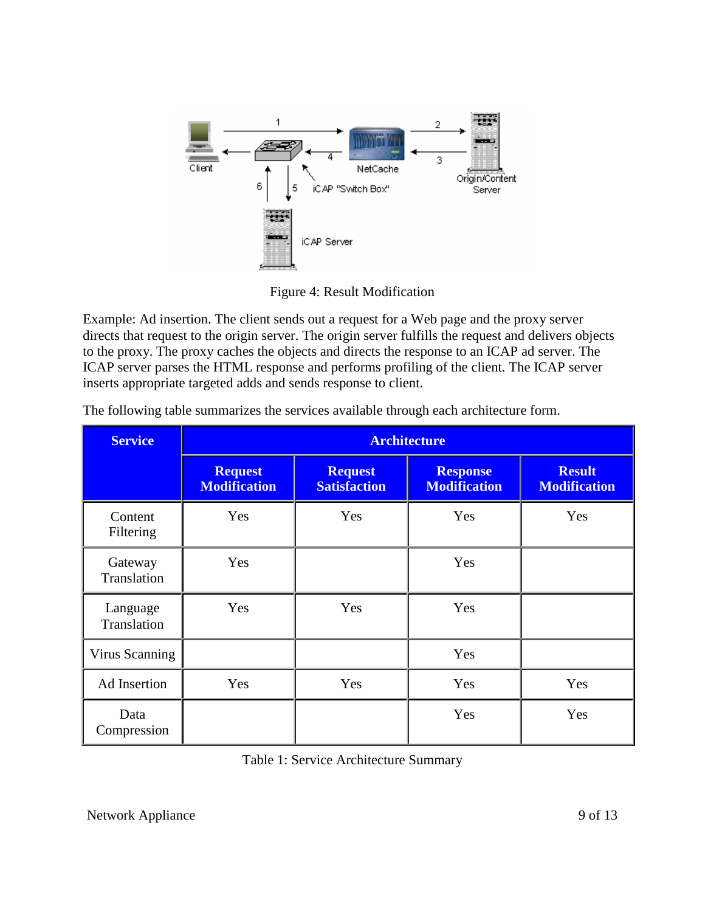Figure 4: Result Modification

Example: Ad insertion. The client sends out a request for a Web page and the proxy server directs that request to the origin server. The origin server fulfills the request and delivers objects to the proxy. The proxy caches the objects and directs the response to an ICAP ad server. The ICAP server parses the HTML response and performs profiling of the client. The ICAP server inserts appropriate targeted adds and sends response to client.

The following table summarizes the services available through each architecture form.

| Service | Architecture | | | |
|---|---|---|---|---|
| | Request Modification | Request Satisfaction | Response Modification | Result Modification |
| Content Filtering | Yes | Yes | Yes | Yes |
| Gateway Translation | Yes | | Yes | |
| Language Translation | Yes | Yes | Yes | |
| Virus Scanning | | | Yes | |
| Ad Insertion | Yes | Yes | Yes | Yes |
| Data Compression | | | Yes | Yes |

Table 1: Service Architecture Summary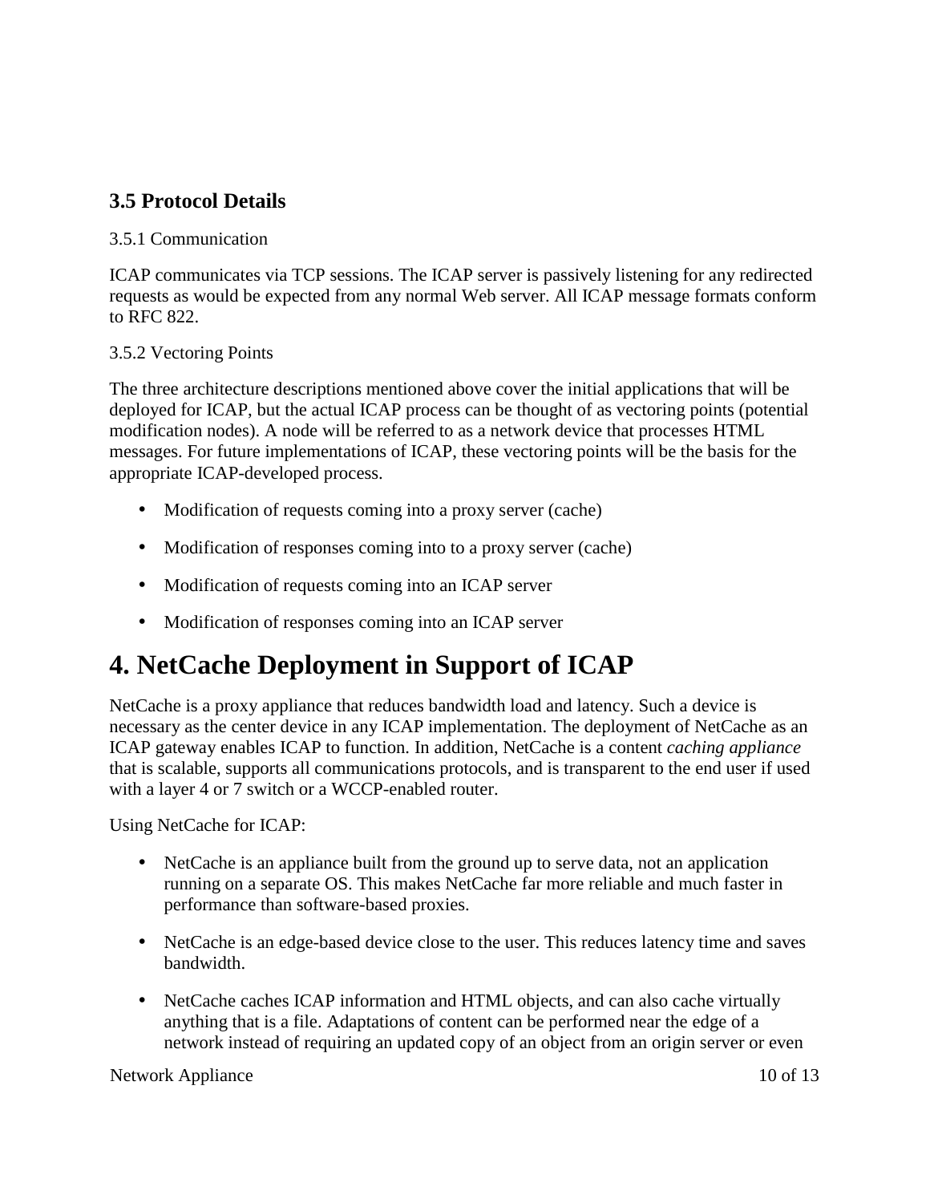### 3.5 Protocol Details

3.5.1 Communication

ICAP communicates via TCP sessions. The ICAP server is passively listening for any redirected requests as would be expected from any normal Web server. All ICAP message formats conform to RFC 822.

3.5.2 Vectoring Points

The three architecture descriptions mentioned above cover the initial applications that will be deployed for ICAP, but the actual ICAP process can be thought of as vectoring points (potential modification nodes). A node will be referred to as a network device that processes HTML messages. For future implementations of ICAP, these vectoring points will be the basis for the appropriate ICAP-developed process.

- Modification of requests coming into a proxy server (cache)
- Modification of responses coming into to a proxy server (cache)
- Modification of requests coming into an ICAP server
- Modification of responses coming into an ICAP server

# 4. NetCache Deployment in Support of ICAP

NetCache is a proxy appliance that reduces bandwidth load and latency. Such a device is necessary as the center device in any ICAP implementation. The deployment of NetCache as an ICAP gateway enables ICAP to function. In addition, NetCache is a content *caching appliance* that is scalable, supports all communications protocols, and is transparent to the end user if used with a layer 4 or 7 switch or a WCCP-enabled router.

Using NetCache for ICAP:

- NetCache is an appliance built from the ground up to serve data, not an application running on a separate OS. This makes NetCache far more reliable and much faster in performance than software-based proxies.
- NetCache is an edge-based device close to the user. This reduces latency time and saves bandwidth.
- NetCache caches ICAP information and HTML objects, and can also cache virtually anything that is a file. Adaptations of content can be performed near the edge of a network instead of requiring an updated copy of an object from an origin server or even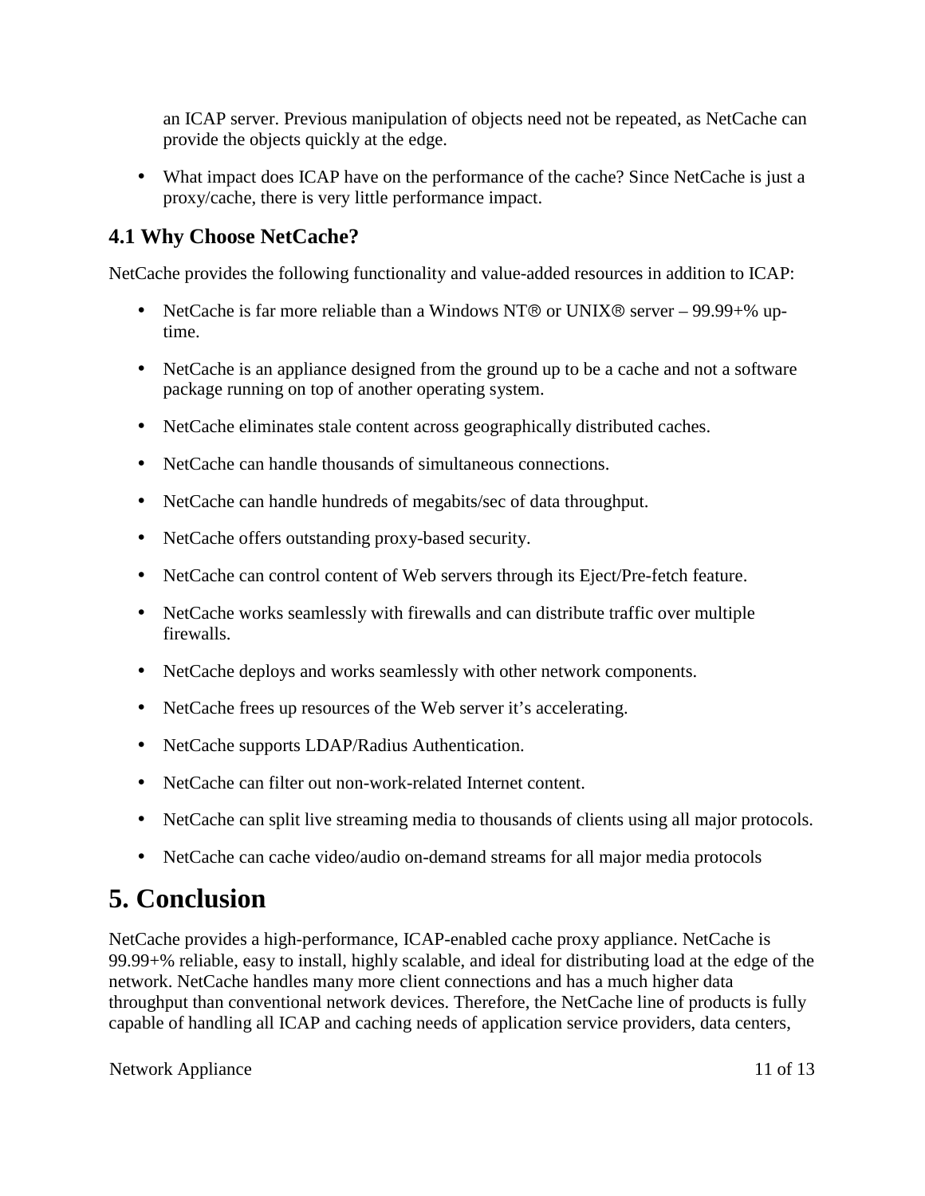an ICAP server. Previous manipulation of objects need not be repeated, as NetCache can provide the objects quickly at the edge.

- What impact does ICAP have on the performance of the cache? Since NetCache is just a proxy/cache, there is very little performance impact.

### 4.1 Why Choose NetCache?

NetCache provides the following functionality and value-added resources in addition to ICAP:

- NetCache is far more reliable than a Windows NT® or UNIX® server – 99.99+% up-time.
- NetCache is an appliance designed from the ground up to be a cache and not a software package running on top of another operating system.
- NetCache eliminates stale content across geographically distributed caches.
- NetCache can handle thousands of simultaneous connections.
- NetCache can handle hundreds of megabits/sec of data throughput.
- NetCache offers outstanding proxy-based security.
- NetCache can control content of Web servers through its Eject/Pre-fetch feature.
- NetCache works seamlessly with firewalls and can distribute traffic over multiple firewalls.
- NetCache deploys and works seamlessly with other network components.
- NetCache frees up resources of the Web server it's accelerating.
- NetCache supports LDAP/Radius Authentication.
- NetCache can filter out non-work-related Internet content.
- NetCache can split live streaming media to thousands of clients using all major protocols.
- NetCache can cache video/audio on-demand streams for all major media protocols

## 5. Conclusion

NetCache provides a high-performance, ICAP-enabled cache proxy appliance. NetCache is 99.99+% reliable, easy to install, highly scalable, and ideal for distributing load at the edge of the network. NetCache handles many more client connections and has a much higher data throughput than conventional network devices. Therefore, the NetCache line of products is fully capable of handling all ICAP and caching needs of application service providers, data centers,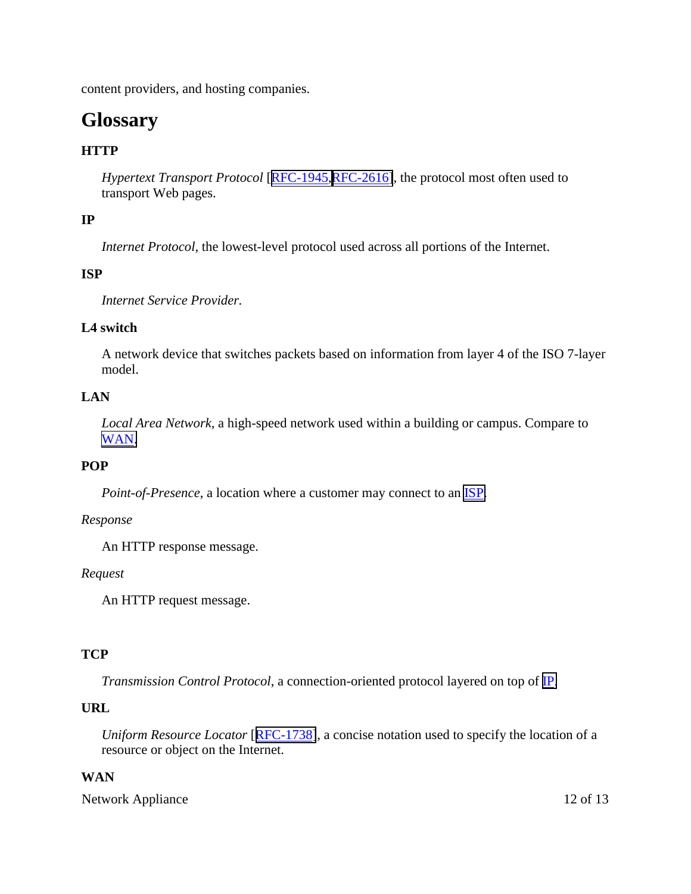content providers, and hosting companies.

## Glossary

**HTTP**

*Hypertext Transport Protocol* [RFC-1945,RFC-2616], the protocol most often used to transport Web pages.

**IP**

*Internet Protocol*, the lowest-level protocol used across all portions of the Internet.

**ISP**

*Internet Service Provider.*

**L4 switch**

A network device that switches packets based on information from layer 4 of the ISO 7-layer model.

**LAN**

*Local Area Network*, a high-speed network used within a building or campus. Compare to WAN.

**POP**

*Point-of-Presence*, a location where a customer may connect to an ISP.

*Response*

An HTTP response message.

*Request*

An HTTP request message.

**TCP**

*Transmission Control Protocol*, a connection-oriented protocol layered on top of IP.

**URL**

*Uniform Resource Locator* [RFC-1738], a concise notation used to specify the location of a resource or object on the Internet.

**WAN**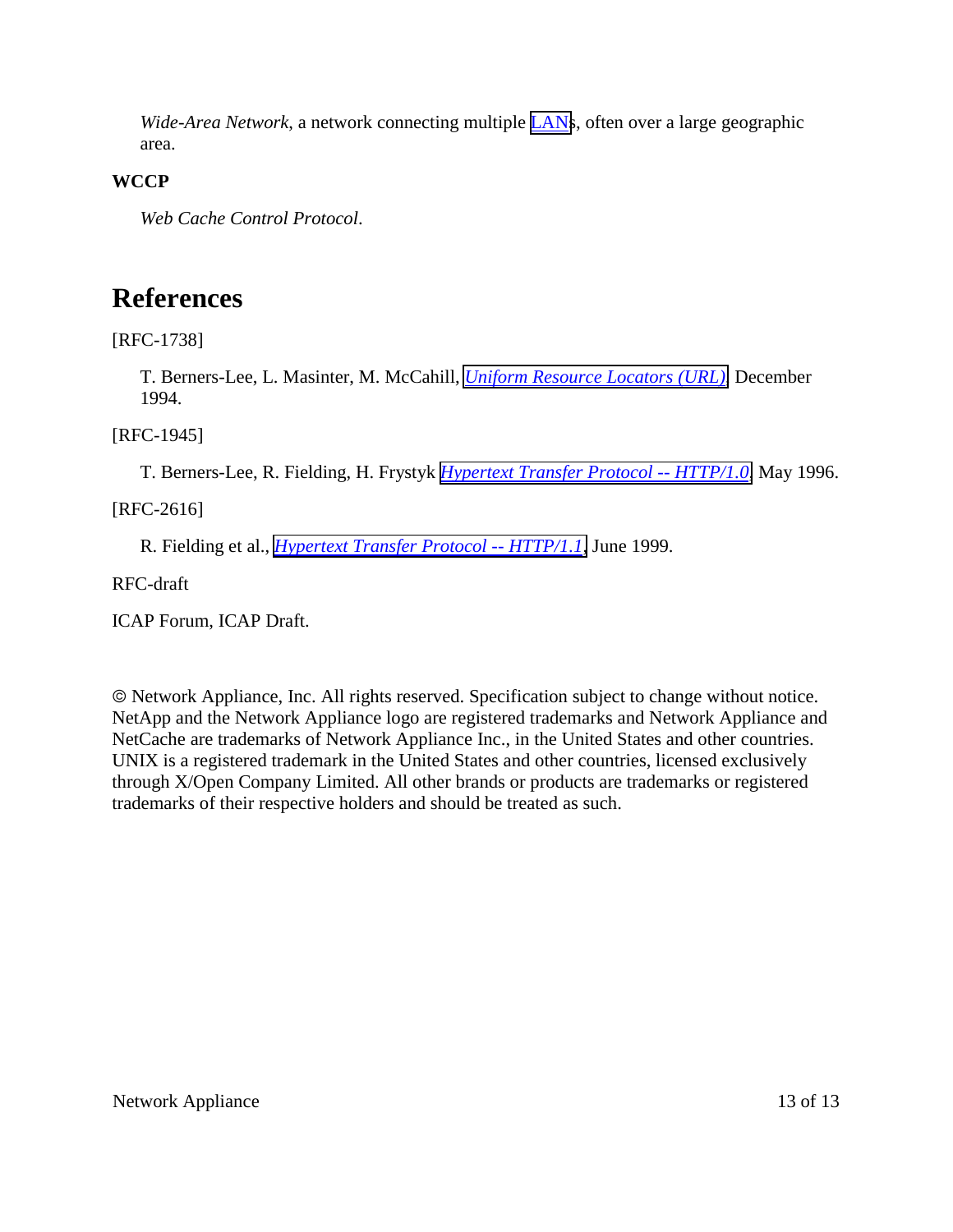*Wide-Area Network*, a network connecting multiple LANs, often over a large geographic area.

**WCCP**

*Web Cache Control Protocol*.

# References

[RFC-1738]

T. Berners-Lee, L. Masinter, M. McCahill, *Uniform Resource Locators (URL)*, December 1994.

[RFC-1945]

T. Berners-Lee, R. Fielding, H. Frystyk *Hypertext Transfer Protocol -- HTTP/1.0*, May 1996.

[RFC-2616]

R. Fielding et al., *Hypertext Transfer Protocol -- HTTP/1.1*, June 1999.

RFC-draft

ICAP Forum, ICAP Draft.

© Network Appliance, Inc. All rights reserved. Specification subject to change without notice. NetApp and the Network Appliance logo are registered trademarks and Network Appliance and NetCache are trademarks of Network Appliance Inc., in the United States and other countries. UNIX is a registered trademark in the United States and other countries, licensed exclusively through X/Open Company Limited. All other brands or products are trademarks or registered trademarks of their respective holders and should be treated as such.